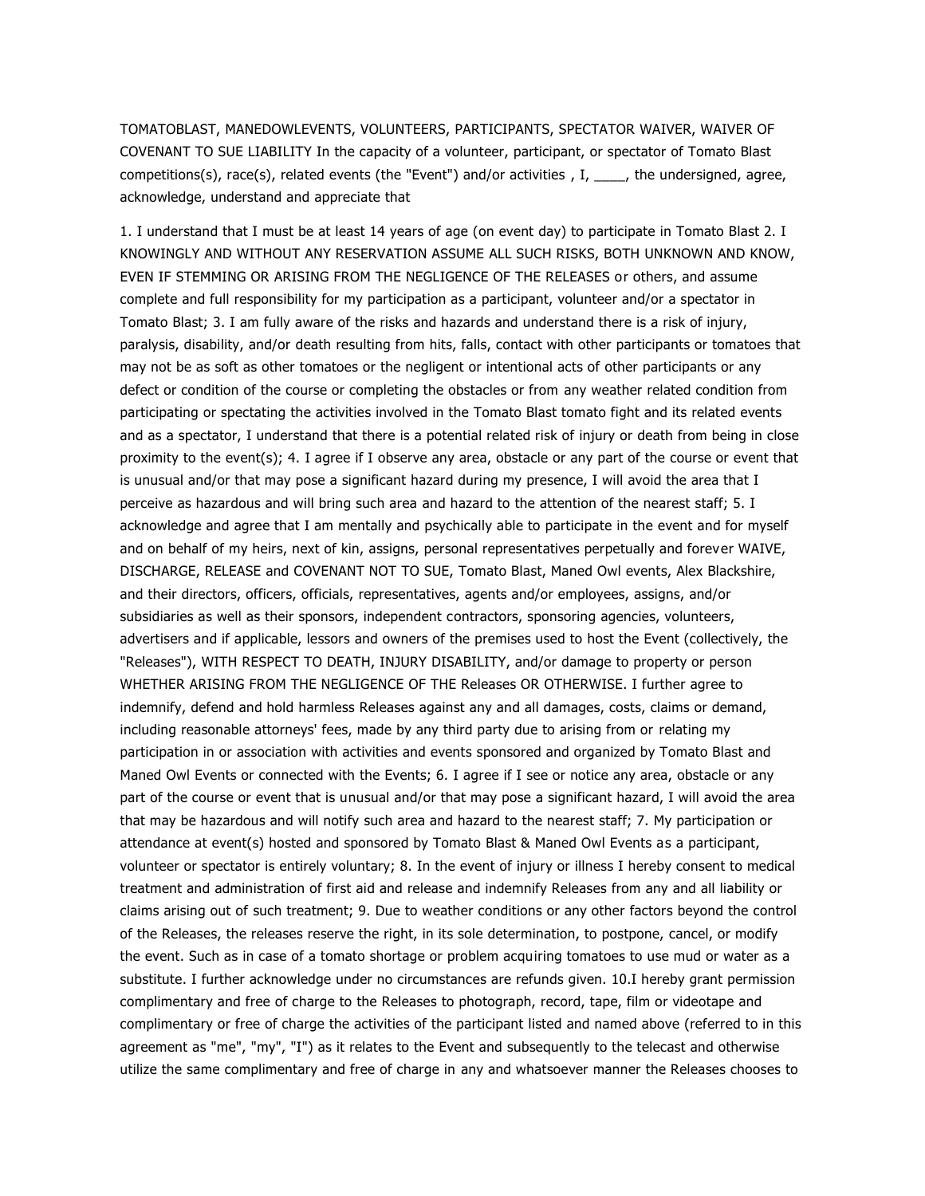TOMATOBLAST, MANEDOWLEVENTS, VOLUNTEERS, PARTICIPANTS, SPECTATOR WAIVER, WAIVER OF COVENANT TO SUE LIABILITY In the capacity of a volunteer, participant, or spectator of Tomato Blast competitions(s), race(s), related events (the "Event") and/or activities , I, ____, the undersigned, agree, acknowledge, understand and appreciate that

1. I understand that I must be at least 14 years of age (on event day) to participate in Tomato Blast 2. I KNOWINGLY AND WITHOUT ANY RESERVATION ASSUME ALL SUCH RISKS, BOTH UNKNOWN AND KNOW, EVEN IF STEMMING OR ARISING FROM THE NEGLIGENCE OF THE RELEASES or others, and assume complete and full responsibility for my participation as a participant, volunteer and/or a spectator in Tomato Blast; 3. I am fully aware of the risks and hazards and understand there is a risk of injury, paralysis, disability, and/or death resulting from hits, falls, contact with other participants or tomatoes that may not be as soft as other tomatoes or the negligent or intentional acts of other participants or any defect or condition of the course or completing the obstacles or from any weather related condition from participating or spectating the activities involved in the Tomato Blast tomato fight and its related events and as a spectator, I understand that there is a potential related risk of injury or death from being in close proximity to the event(s); 4. I agree if I observe any area, obstacle or any part of the course or event that is unusual and/or that may pose a significant hazard during my presence, I will avoid the area that I perceive as hazardous and will bring such area and hazard to the attention of the nearest staff; 5. I acknowledge and agree that I am mentally and psychically able to participate in the event and for myself and on behalf of my heirs, next of kin, assigns, personal representatives perpetually and forever WAIVE, DISCHARGE, RELEASE and COVENANT NOT TO SUE, Tomato Blast, Maned Owl events, Alex Blackshire, and their directors, officers, officials, representatives, agents and/or employees, assigns, and/or subsidiaries as well as their sponsors, independent contractors, sponsoring agencies, volunteers, advertisers and if applicable, lessors and owners of the premises used to host the Event (collectively, the "Releases"), WITH RESPECT TO DEATH, INJURY DISABILITY, and/or damage to property or person WHETHER ARISING FROM THE NEGLIGENCE OF THE Releases OR OTHERWISE. I further agree to indemnify, defend and hold harmless Releases against any and all damages, costs, claims or demand, including reasonable attorneys' fees, made by any third party due to arising from or relating my participation in or association with activities and events sponsored and organized by Tomato Blast and Maned Owl Events or connected with the Events; 6. I agree if I see or notice any area, obstacle or any part of the course or event that is unusual and/or that may pose a significant hazard, I will avoid the area that may be hazardous and will notify such area and hazard to the nearest staff; 7. My participation or attendance at event(s) hosted and sponsored by Tomato Blast & Maned Owl Events as a participant, volunteer or spectator is entirely voluntary; 8. In the event of injury or illness I hereby consent to medical treatment and administration of first aid and release and indemnify Releases from any and all liability or claims arising out of such treatment; 9. Due to weather conditions or any other factors beyond the control of the Releases, the releases reserve the right, in its sole determination, to postpone, cancel, or modify the event. Such as in case of a tomato shortage or problem acquiring tomatoes to use mud or water as a substitute. I further acknowledge under no circumstances are refunds given. 10.I hereby grant permission complimentary and free of charge to the Releases to photograph, record, tape, film or videotape and complimentary or free of charge the activities of the participant listed and named above (referred to in this agreement as "me", "my", "I") as it relates to the Event and subsequently to the telecast and otherwise utilize the same complimentary and free of charge in any and whatsoever manner the Releases chooses to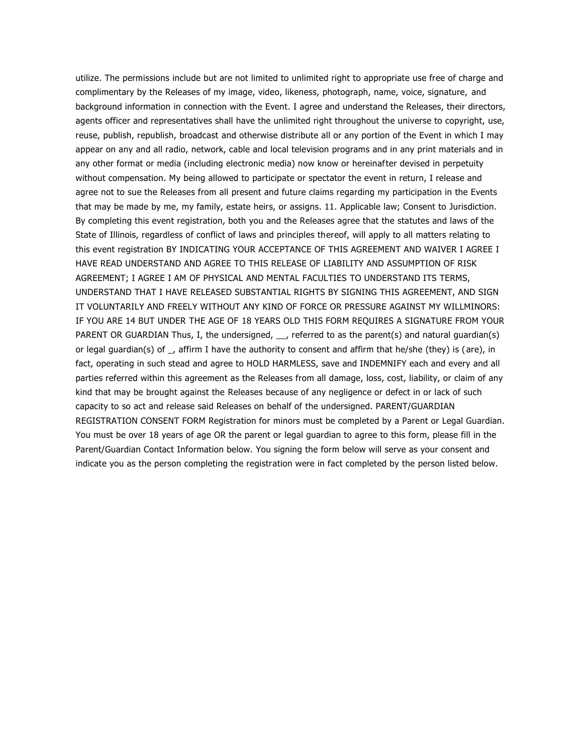utilize. The permissions include but are not limited to unlimited right to appropriate use free of charge and complimentary by the Releases of my image, video, likeness, photograph, name, voice, signature, and background information in connection with the Event. I agree and understand the Releases, their directors, agents officer and representatives shall have the unlimited right throughout the universe to copyright, use, reuse, publish, republish, broadcast and otherwise distribute all or any portion of the Event in which I may appear on any and all radio, network, cable and local television programs and in any print materials and in any other format or media (including electronic media) now know or hereinafter devised in perpetuity without compensation. My being allowed to participate or spectator the event in return, I release and agree not to sue the Releases from all present and future claims regarding my participation in the Events that may be made by me, my family, estate heirs, or assigns. 11. Applicable law; Consent to Jurisdiction. By completing this event registration, both you and the Releases agree that the statutes and laws of the State of Illinois, regardless of conflict of laws and principles thereof, will apply to all matters relating to this event registration BY INDICATING YOUR ACCEPTANCE OF THIS AGREEMENT AND WAIVER I AGREE I HAVE READ UNDERSTAND AND AGREE TO THIS RELEASE OF LIABILITY AND ASSUMPTION OF RISK AGREEMENT; I AGREE I AM OF PHYSICAL AND MENTAL FACULTIES TO UNDERSTAND ITS TERMS, UNDERSTAND THAT I HAVE RELEASED SUBSTANTIAL RIGHTS BY SIGNING THIS AGREEMENT, AND SIGN IT VOLUNTARILY AND FREELY WITHOUT ANY KIND OF FORCE OR PRESSURE AGAINST MY WILLMINORS: IF YOU ARE 14 BUT UNDER THE AGE OF 18 YEARS OLD THIS FORM REQUIRES A SIGNATURE FROM YOUR PARENT OR GUARDIAN Thus, I, the undersigned, __, referred to as the parent(s) and natural guardian(s) or legal guardian(s) of _, affirm I have the authority to consent and affirm that he/she (they) is (are), in fact, operating in such stead and agree to HOLD HARMLESS, save and INDEMNIFY each and every and all parties referred within this agreement as the Releases from all damage, loss, cost, liability, or claim of any kind that may be brought against the Releases because of any negligence or defect in or lack of such capacity to so act and release said Releases on behalf of the undersigned. PARENT/GUARDIAN REGISTRATION CONSENT FORM Registration for minors must be completed by a Parent or Legal Guardian. You must be over 18 years of age OR the parent or legal guardian to agree to this form, please fill in the Parent/Guardian Contact Information below. You signing the form below will serve as your consent and indicate you as the person completing the registration were in fact completed by the person listed below.